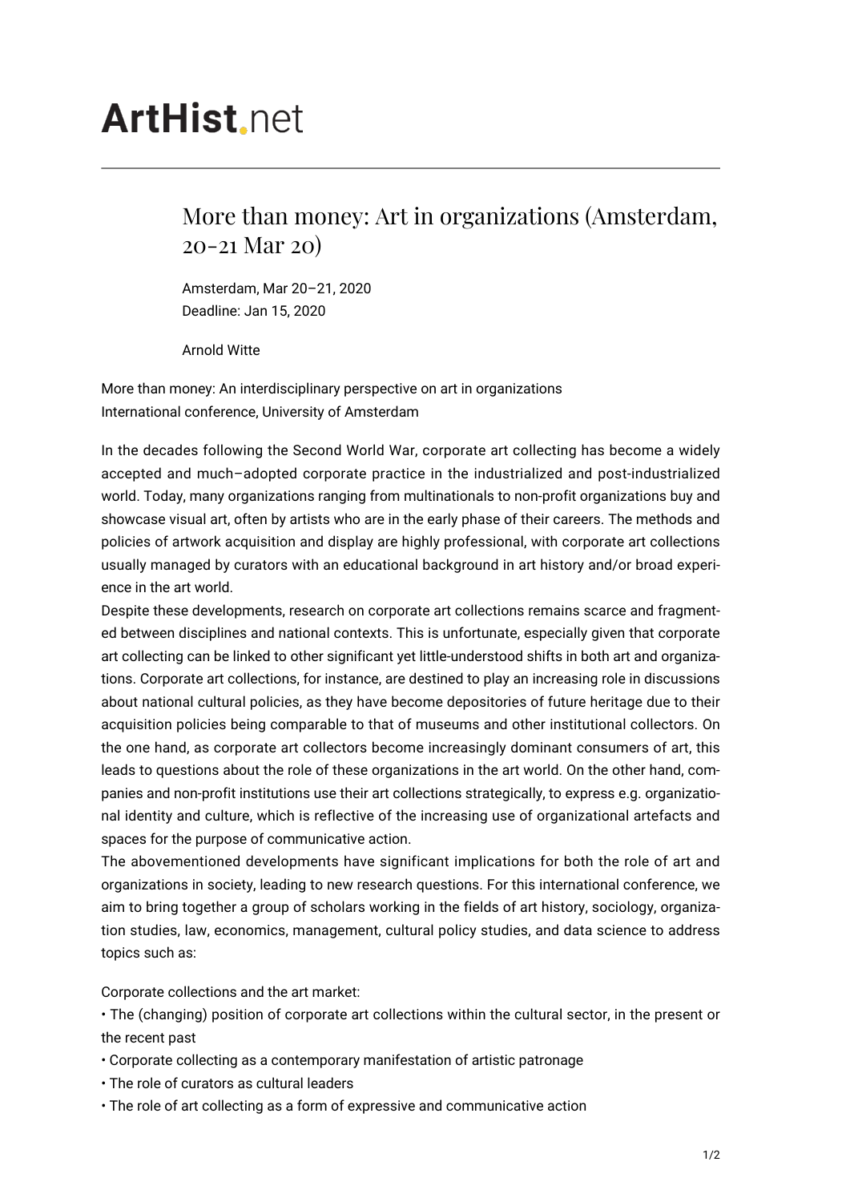# ArtHist.net

## More than money: Art in organizations (Amsterdam, 20-21 Mar 20)

Amsterdam, Mar 20–21, 2020
Deadline: Jan 15, 2020

Arnold Witte

More than money: An interdisciplinary perspective on art in organizations
International conference, University of Amsterdam

In the decades following the Second World War, corporate art collecting has become a widely accepted and much–adopted corporate practice in the industrialized and post-industrialized world. Today, many organizations ranging from multinationals to non-profit organizations buy and showcase visual art, often by artists who are in the early phase of their careers. The methods and policies of artwork acquisition and display are highly professional, with corporate art collections usually managed by curators with an educational background in art history and/or broad experience in the art world.
Despite these developments, research on corporate art collections remains scarce and fragmented between disciplines and national contexts. This is unfortunate, especially given that corporate art collecting can be linked to other significant yet little-understood shifts in both art and organizations. Corporate art collections, for instance, are destined to play an increasing role in discussions about national cultural policies, as they have become depositories of future heritage due to their acquisition policies being comparable to that of museums and other institutional collectors. On the one hand, as corporate art collectors become increasingly dominant consumers of art, this leads to questions about the role of these organizations in the art world. On the other hand, companies and non-profit institutions use their art collections strategically, to express e.g. organizational identity and culture, which is reflective of the increasing use of organizational artefacts and spaces for the purpose of communicative action.
The abovementioned developments have significant implications for both the role of art and organizations in society, leading to new research questions. For this international conference, we aim to bring together a group of scholars working in the fields of art history, sociology, organization studies, law, economics, management, cultural policy studies, and data science to address topics such as:

Corporate collections and the art market:
- The (changing) position of corporate art collections within the cultural sector, in the present or the recent past
- Corporate collecting as a contemporary manifestation of artistic patronage
- The role of curators as cultural leaders
- The role of art collecting as a form of expressive and communicative action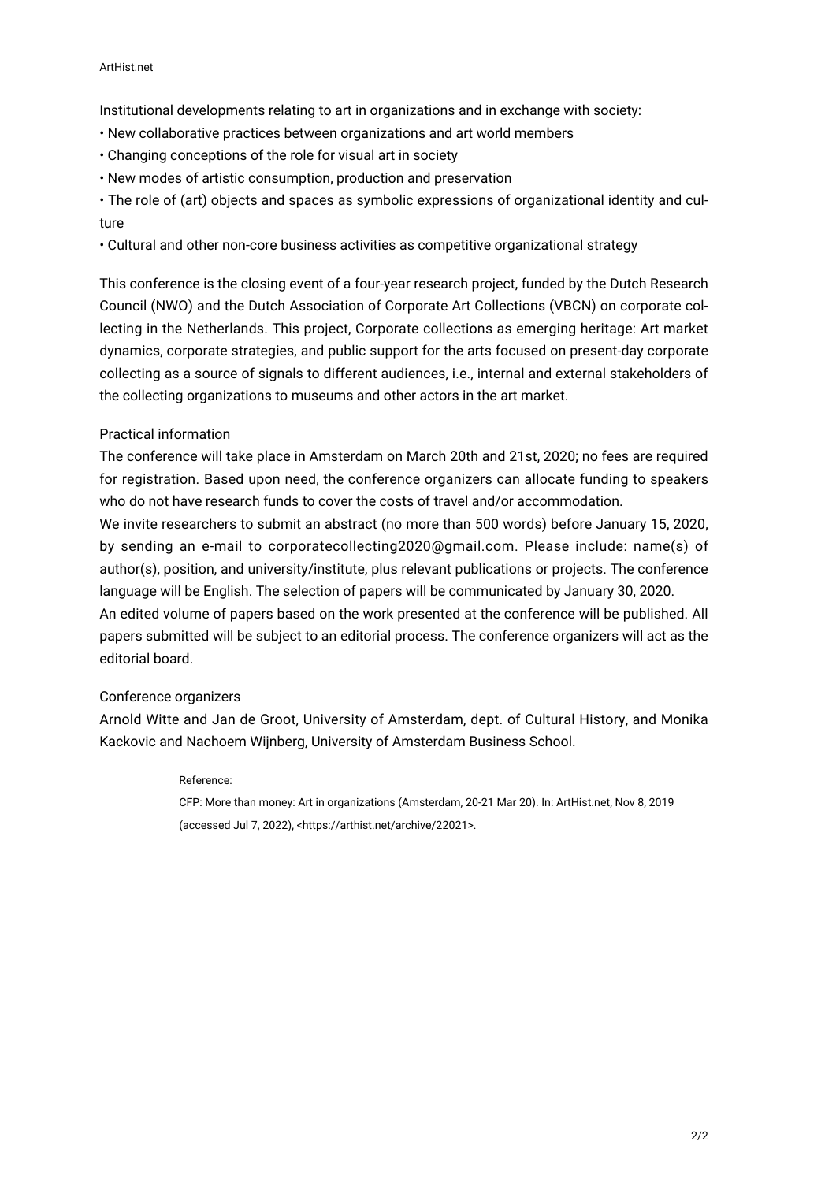Institutional developments relating to art in organizations and in exchange with society:

- New collaborative practices between organizations and art world members
- Changing conceptions of the role for visual art in society
- New modes of artistic consumption, production and preservation
- The role of (art) objects and spaces as symbolic expressions of organizational identity and culture
- Cultural and other non-core business activities as competitive organizational strategy

This conference is the closing event of a four-year research project, funded by the Dutch Research Council (NWO) and the Dutch Association of Corporate Art Collections (VBCN) on corporate collecting in the Netherlands. This project, Corporate collections as emerging heritage: Art market dynamics, corporate strategies, and public support for the arts focused on present-day corporate collecting as a source of signals to different audiences, i.e., internal and external stakeholders of the collecting organizations to museums and other actors in the art market.

Practical information

The conference will take place in Amsterdam on March 20th and 21st, 2020; no fees are required for registration. Based upon need, the conference organizers can allocate funding to speakers who do not have research funds to cover the costs of travel and/or accommodation.

We invite researchers to submit an abstract (no more than 500 words) before January 15, 2020, by sending an e-mail to corporatecollecting2020@gmail.com. Please include: name(s) of author(s), position, and university/institute, plus relevant publications or projects. The conference language will be English. The selection of papers will be communicated by January 30, 2020.

An edited volume of papers based on the work presented at the conference will be published. All papers submitted will be subject to an editorial process. The conference organizers will act as the editorial board.

Conference organizers

Arnold Witte and Jan de Groot, University of Amsterdam, dept. of Cultural History, and Monika Kackovic and Nachoem Wijnberg, University of Amsterdam Business School.

Reference:

CFP: More than money: Art in organizations (Amsterdam, 20-21 Mar 20). In: ArtHist.net, Nov 8, 2019 (accessed Jul 7, 2022), <https://arthist.net/archive/22021>.